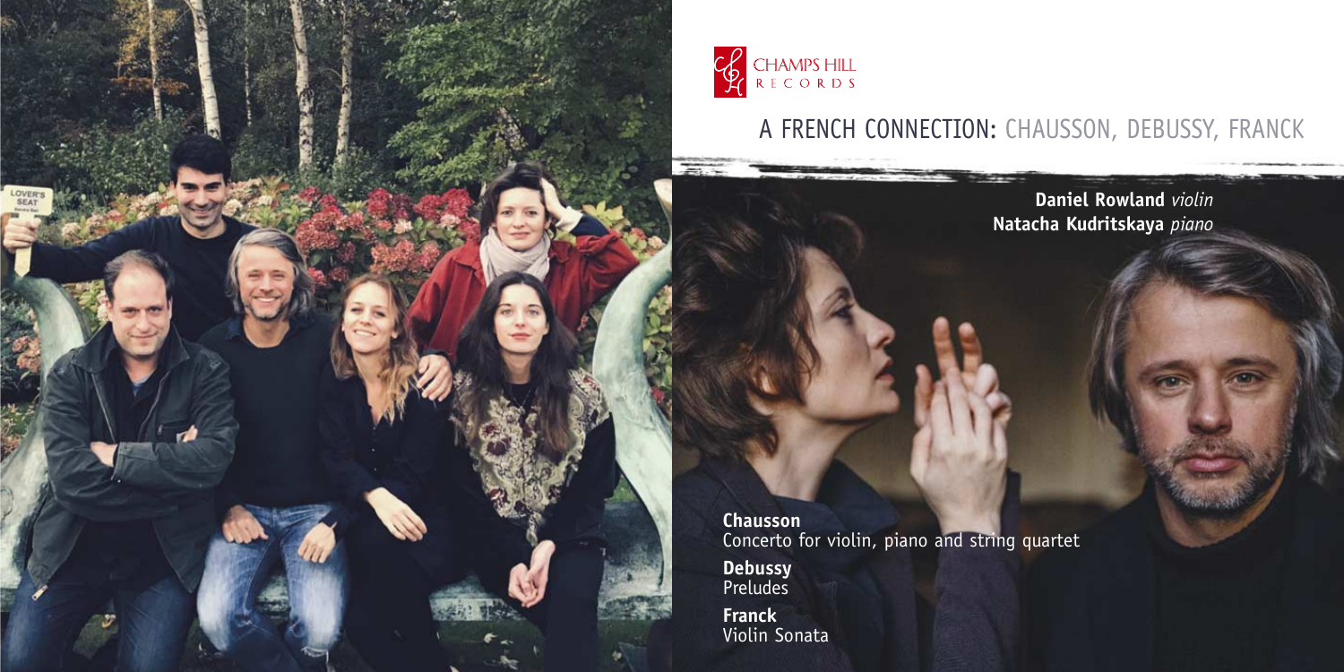CHAMPS HILL RECORDS

# A FRENCH CONNECTION: CHAUSSON, DEBUSSY, FRANCK

**Daniel Rowland** *violin*
**Natacha Kudritskaya** *piano*

**Chausson**
Concerto for violin, piano and string quartet

**Debussy**
Preludes

**Franck**
Violin Sonata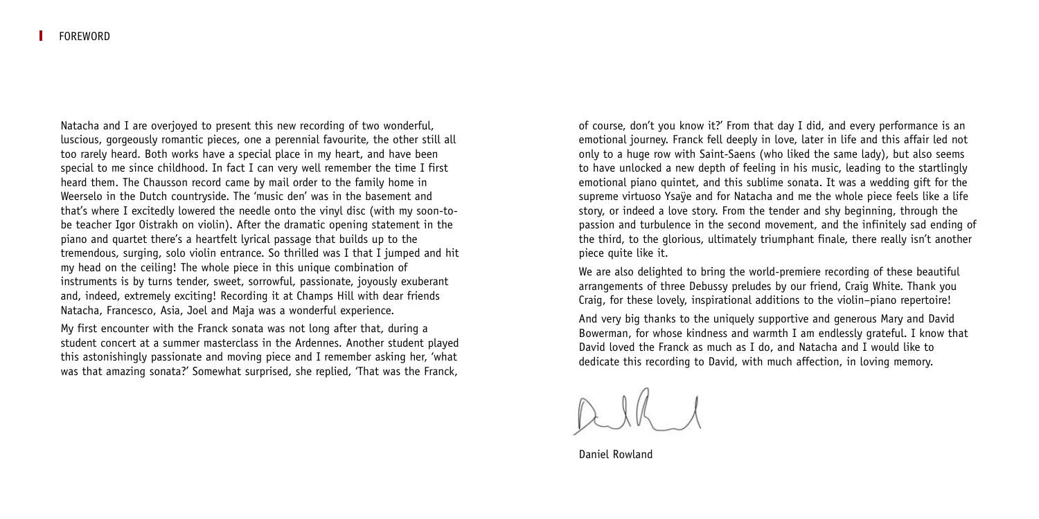# FOREWORD

Natacha and I are overjoyed to present this new recording of two wonderful, luscious, gorgeously romantic pieces, one a perennial favourite, the other still all too rarely heard. Both works have a special place in my heart, and have been special to me since childhood. In fact I can very well remember the time I first heard them. The Chausson record came by mail order to the family home in Weerselo in the Dutch countryside. The 'music den' was in the basement and that's where I excitedly lowered the needle onto the vinyl disc (with my soon-to-be teacher Igor Oistrakh on violin). After the dramatic opening statement in the piano and quartet there's a heartfelt lyrical passage that builds up to the tremendous, surging, solo violin entrance. So thrilled was I that I jumped and hit my head on the ceiling! The whole piece in this unique combination of instruments is by turns tender, sweet, sorrowful, passionate, joyously exuberant and, indeed, extremely exciting! Recording it at Champs Hill with dear friends Natacha, Francesco, Asia, Joel and Maja was a wonderful experience.

My first encounter with the Franck sonata was not long after that, during a student concert at a summer masterclass in the Ardennes. Another student played this astonishingly passionate and moving piece and I remember asking her, 'what was that amazing sonata?' Somewhat surprised, she replied, 'That was the Franck, of course, don't you know it?' From that day I did, and every performance is an emotional journey. Franck fell deeply in love, later in life and this affair led not only to a huge row with Saint-Saens (who liked the same lady), but also seems to have unlocked a new depth of feeling in his music, leading to the startlingly emotional piano quintet, and this sublime sonata. It was a wedding gift for the supreme virtuoso Ysaÿe and for Natacha and me the whole piece feels like a life story, or indeed a love story. From the tender and shy beginning, through the passion and turbulence in the second movement, and the infinitely sad ending of the third, to the glorious, ultimately triumphant finale, there really isn't another piece quite like it.

We are also delighted to bring the world-premiere recording of these beautiful arrangements of three Debussy preludes by our friend, Craig White. Thank you Craig, for these lovely, inspirational additions to the violin–piano repertoire!

And very big thanks to the uniquely supportive and generous Mary and David Bowerman, for whose kindness and warmth I am endlessly grateful. I know that David loved the Franck as much as I do, and Natacha and I would like to dedicate this recording to David, with much affection, in loving memory.

Daniel Rowland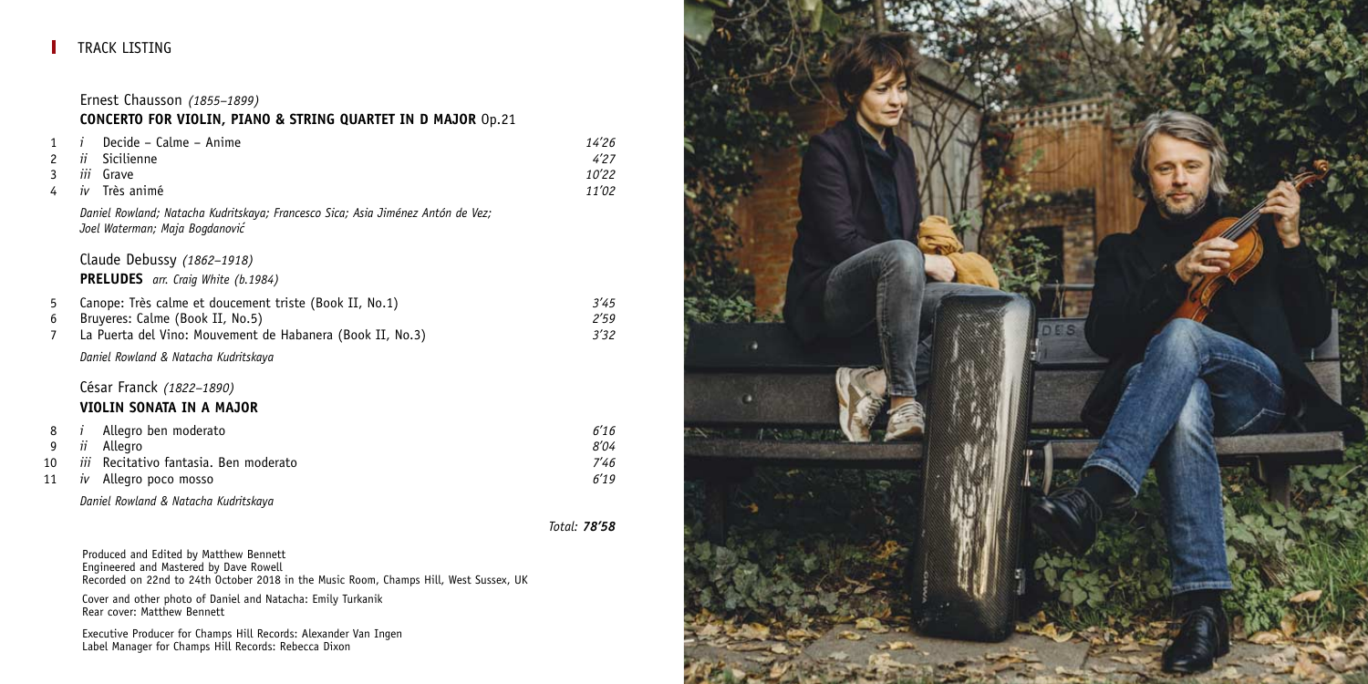## TRACK LISTING

Ernest Chausson *(1855–1899)*

### CONCERTO FOR VIOLIN, PIANO & STRING QUARTET IN D MAJOR Op.21

| | | | |
|---|---|---|---|
| 1 | *i* | Decide – Calme – Anime | *14'26* |
| 2 | *ii* | Sicilienne | *4'27* |
| 3 | *iii* | Grave | *10'22* |
| 4 | *iv* | Très animé | *11'02* |

*Daniel Rowland; Natacha Kudritskaya; Francesco Sica; Asia Jiménez Antón de Vez; Joel Waterman; Maja Bogdanović*

Claude Debussy *(1862–1918)*

### PRELUDES *arr. Craig White (b.1984)*

| | | |
|---|---|---|
| 5 | Canope: Très calme et doucement triste (Book II, No.1) | *3'45* |
| 6 | Bruyeres: Calme (Book II, No.5) | *2'59* |
| 7 | La Puerta del Vino: Mouvement de Habanera (Book II, No.3) | *3'32* |

*Daniel Rowland & Natacha Kudritskaya*

César Franck *(1822–1890)*

### VIOLIN SONATA IN A MAJOR

| | | | |
|---|---|---|---|
| 8 | *i* | Allegro ben moderato | *6'16* |
| 9 | *ii* | Allegro | *8'04* |
| 10 | *iii* | Recitativo fantasia. Ben moderato | *7'46* |
| 11 | *iv* | Allegro poco mosso | *6'19* |

*Daniel Rowland & Natacha Kudritskaya*

*Total:* ***78'58***

Produced and Edited by Matthew Bennett
Engineered and Mastered by Dave Rowell
Recorded on 22nd to 24th October 2018 in the Music Room, Champs Hill, West Sussex, UK

Cover and other photo of Daniel and Natacha: Emily Turkanik
Rear cover: Matthew Bennett

Executive Producer for Champs Hill Records: Alexander Van Ingen
Label Manager for Champs Hill Records: Rebecca Dixon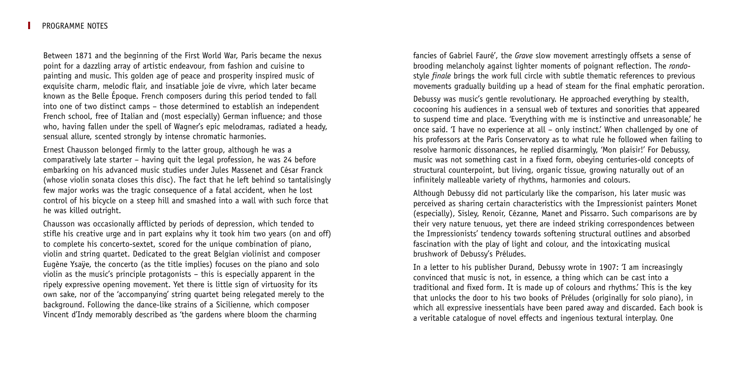Between 1871 and the beginning of the First World War, Paris became the nexus point for a dazzling array of artistic endeavour, from fashion and cuisine to painting and music. This golden age of peace and prosperity inspired music of exquisite charm, melodic flair, and insatiable joie de vivre, which later became known as the Belle Époque. French composers during this period tended to fall into one of two distinct camps – those determined to establish an independent French school, free of Italian and (most especially) German influence; and those who, having fallen under the spell of Wagner's epic melodramas, radiated a heady, sensual allure, scented strongly by intense chromatic harmonies.

Ernest Chausson belonged firmly to the latter group, although he was a comparatively late starter – having quit the legal profession, he was 24 before embarking on his advanced music studies under Jules Massenet and César Franck (whose violin sonata closes this disc). The fact that he left behind so tantalisingly few major works was the tragic consequence of a fatal accident, when he lost control of his bicycle on a steep hill and smashed into a wall with such force that he was killed outright.

Chausson was occasionally afflicted by periods of depression, which tended to stifle his creative urge and in part explains why it took him two years (on and off) to complete his concerto-sextet, scored for the unique combination of piano, violin and string quartet. Dedicated to the great Belgian violinist and composer Eugène Ysaÿe, the concerto (as the title implies) focuses on the piano and solo violin as the music's principle protagonists – this is especially apparent in the ripely expressive opening movement. Yet there is little sign of virtuosity for its own sake, nor of the 'accompanying' string quartet being relegated merely to the background. Following the dance-like strains of a Sicilienne, which composer Vincent d'Indy memorably described as 'the gardens where bloom the charming fancies of Gabriel Fauré', the *Grave* slow movement arrestingly offsets a sense of brooding melancholy against lighter moments of poignant reflection. The *rondo*-style *finale* brings the work full circle with subtle thematic references to previous movements gradually building up a head of steam for the final emphatic peroration.

Debussy was music's gentle revolutionary. He approached everything by stealth, cocooning his audiences in a sensual web of textures and sonorities that appeared to suspend time and place. 'Everything with me is instinctive and unreasonable,' he once said. 'I have no experience at all – only instinct.' When challenged by one of his professors at the Paris Conservatory as to what rule he followed when failing to resolve harmonic dissonances, he replied disarmingly, 'Mon plaisir!' For Debussy, music was not something cast in a fixed form, obeying centuries-old concepts of structural counterpoint, but living, organic tissue, growing naturally out of an infinitely malleable variety of rhythms, harmonies and colours.

Although Debussy did not particularly like the comparison, his later music was perceived as sharing certain characteristics with the Impressionist painters Monet (especially), Sisley, Renoir, Cézanne, Manet and Pissarro. Such comparisons are by their very nature tenuous, yet there are indeed striking correspondences between the Impressionists' tendency towards softening structural outlines and absorbed fascination with the play of light and colour, and the intoxicating musical brushwork of Debussy's Préludes.

In a letter to his publisher Durand, Debussy wrote in 1907: 'I am increasingly convinced that music is not, in essence, a thing which can be cast into a traditional and fixed form. It is made up of colours and rhythms.' This is the key that unlocks the door to his two books of Préludes (originally for solo piano), in which all expressive inessentials have been pared away and discarded. Each book is a veritable catalogue of novel effects and ingenious textural interplay. One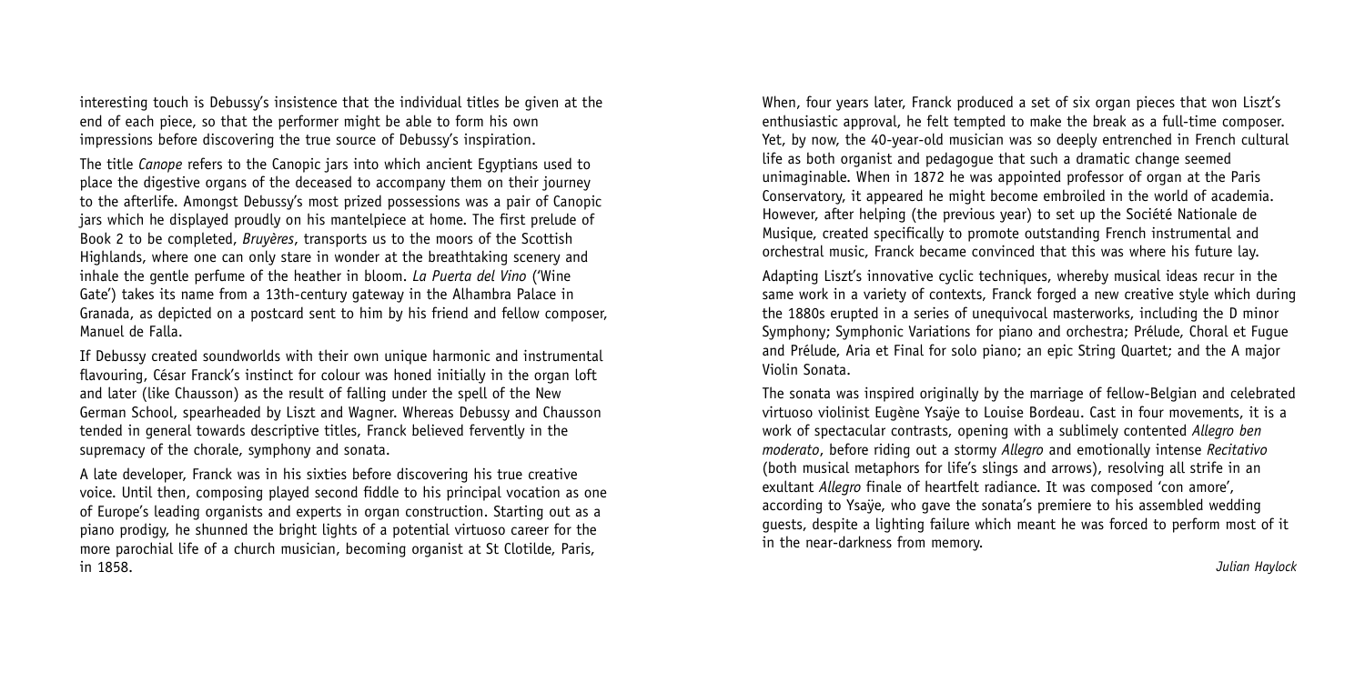interesting touch is Debussy's insistence that the individual titles be given at the end of each piece, so that the performer might be able to form his own impressions before discovering the true source of Debussy's inspiration.

The title *Canope* refers to the Canopic jars into which ancient Egyptians used to place the digestive organs of the deceased to accompany them on their journey to the afterlife. Amongst Debussy's most prized possessions was a pair of Canopic jars which he displayed proudly on his mantelpiece at home. The first prelude of Book 2 to be completed, *Bruyères*, transports us to the moors of the Scottish Highlands, where one can only stare in wonder at the breathtaking scenery and inhale the gentle perfume of the heather in bloom. *La Puerta del Vino* ('Wine Gate') takes its name from a 13th-century gateway in the Alhambra Palace in Granada, as depicted on a postcard sent to him by his friend and fellow composer, Manuel de Falla.

If Debussy created soundworlds with their own unique harmonic and instrumental flavouring, César Franck's instinct for colour was honed initially in the organ loft and later (like Chausson) as the result of falling under the spell of the New German School, spearheaded by Liszt and Wagner. Whereas Debussy and Chausson tended in general towards descriptive titles, Franck believed fervently in the supremacy of the chorale, symphony and sonata.

A late developer, Franck was in his sixties before discovering his true creative voice. Until then, composing played second fiddle to his principal vocation as one of Europe's leading organists and experts in organ construction. Starting out as a piano prodigy, he shunned the bright lights of a potential virtuoso career for the more parochial life of a church musician, becoming organist at St Clotilde, Paris, in 1858.

When, four years later, Franck produced a set of six organ pieces that won Liszt's enthusiastic approval, he felt tempted to make the break as a full-time composer. Yet, by now, the 40-year-old musician was so deeply entrenched in French cultural life as both organist and pedagogue that such a dramatic change seemed unimaginable. When in 1872 he was appointed professor of organ at the Paris Conservatory, it appeared he might become embroiled in the world of academia. However, after helping (the previous year) to set up the Société Nationale de Musique, created specifically to promote outstanding French instrumental and orchestral music, Franck became convinced that this was where his future lay.

Adapting Liszt's innovative cyclic techniques, whereby musical ideas recur in the same work in a variety of contexts, Franck forged a new creative style which during the 1880s erupted in a series of unequivocal masterworks, including the D minor Symphony; Symphonic Variations for piano and orchestra; Prélude, Choral et Fugue and Prélude, Aria et Final for solo piano; an epic String Quartet; and the A major Violin Sonata.

The sonata was inspired originally by the marriage of fellow-Belgian and celebrated virtuoso violinist Eugène Ysaÿe to Louise Bordeau. Cast in four movements, it is a work of spectacular contrasts, opening with a sublimely contented *Allegro ben moderato*, before riding out a stormy *Allegro* and emotionally intense *Recitativo* (both musical metaphors for life's slings and arrows), resolving all strife in an exultant *Allegro* finale of heartfelt radiance. It was composed 'con amore', according to Ysaÿe, who gave the sonata's premiere to his assembled wedding guests, despite a lighting failure which meant he was forced to perform most of it in the near-darkness from memory.

*Julian Haylock*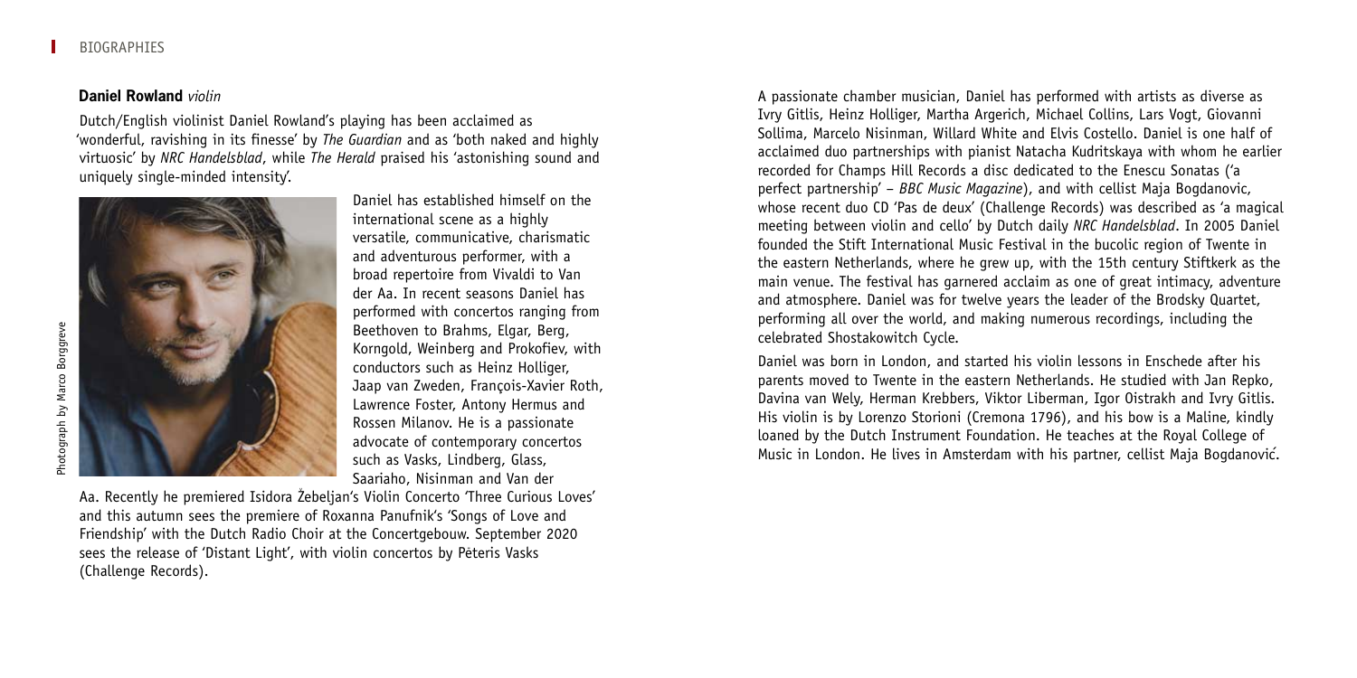## Daniel Rowland *violin*

Dutch/English violinist Daniel Rowland's playing has been acclaimed as 'wonderful, ravishing in its finesse' by *The Guardian* and as 'both naked and highly virtuosic' by *NRC Handelsblad*, while *The Herald* praised his 'astonishing sound and uniquely single-minded intensity'.

Photograph by Marco Borggreve

Daniel has established himself on the international scene as a highly versatile, communicative, charismatic and adventurous performer, with a broad repertoire from Vivaldi to Van der Aa. In recent seasons Daniel has performed with concertos ranging from Beethoven to Brahms, Elgar, Berg, Korngold, Weinberg and Prokofiev, with conductors such as Heinz Holliger, Jaap van Zweden, François-Xavier Roth, Lawrence Foster, Antony Hermus and Rossen Milanov. He is a passionate advocate of contemporary concertos such as Vasks, Lindberg, Glass, Saariaho, Nisinman and Van der Aa. Recently he premiered Isidora Žebeljan's Violin Concerto 'Three Curious Loves' and this autumn sees the premiere of Roxanna Panufnik's 'Songs of Love and Friendship' with the Dutch Radio Choir at the Concertgebouw. September 2020 sees the release of 'Distant Light', with violin concertos by Pēteris Vasks (Challenge Records).

A passionate chamber musician, Daniel has performed with artists as diverse as Ivry Gitlis, Heinz Holliger, Martha Argerich, Michael Collins, Lars Vogt, Giovanni Sollima, Marcelo Nisinman, Willard White and Elvis Costello. Daniel is one half of acclaimed duo partnerships with pianist Natacha Kudritskaya with whom he earlier recorded for Champs Hill Records a disc dedicated to the Enescu Sonatas ('a perfect partnership' – *BBC Music Magazine*), and with cellist Maja Bogdanovic, whose recent duo CD 'Pas de deux' (Challenge Records) was described as 'a magical meeting between violin and cello' by Dutch daily *NRC Handelsblad*. In 2005 Daniel founded the Stift International Music Festival in the bucolic region of Twente in the eastern Netherlands, where he grew up, with the 15th century Stiftkerk as the main venue. The festival has garnered acclaim as one of great intimacy, adventure and atmosphere. Daniel was for twelve years the leader of the Brodsky Quartet, performing all over the world, and making numerous recordings, including the celebrated Shostakowitch Cycle.

Daniel was born in London, and started his violin lessons in Enschede after his parents moved to Twente in the eastern Netherlands. He studied with Jan Repko, Davina van Wely, Herman Krebbers, Viktor Liberman, Igor Oistrakh and Ivry Gitlis. His violin is by Lorenzo Storioni (Cremona 1796), and his bow is a Maline, kindly loaned by the Dutch Instrument Foundation. He teaches at the Royal College of Music in London. He lives in Amsterdam with his partner, cellist Maja Bogdanović.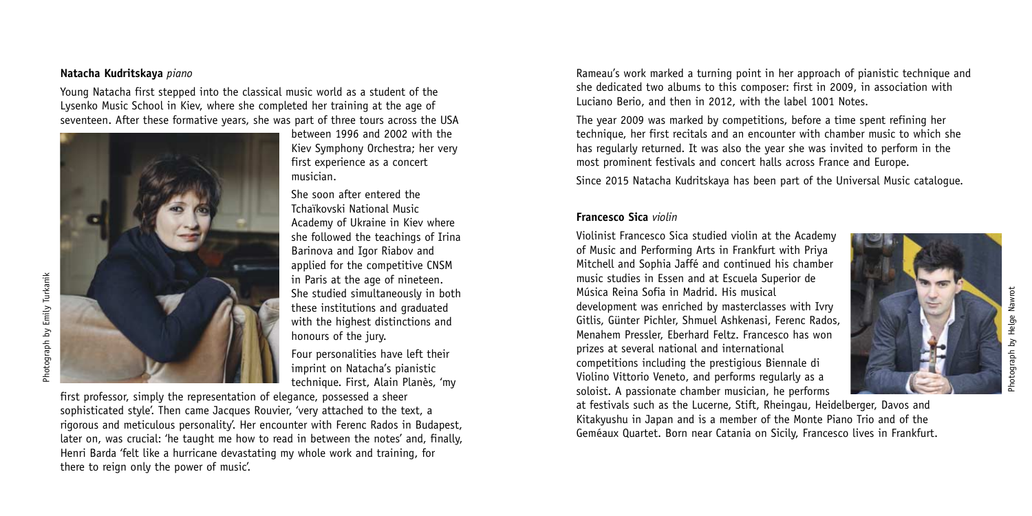**Natacha Kudritskaya** *piano*

Young Natacha first stepped into the classical music world as a student of the Lysenko Music School in Kiev, where she completed her training at the age of seventeen. After these formative years, she was part of three tours across the USA between 1996 and 2002 with the Kiev Symphony Orchestra; her very first experience as a concert musician.

She soon after entered the Tchaïkovski National Music Academy of Ukraine in Kiev where she followed the teachings of Irina Barinova and Igor Riabov and applied for the competitive CNSM in Paris at the age of nineteen. She studied simultaneously in both these institutions and graduated with the highest distinctions and honours of the jury.

Four personalities have left their imprint on Natacha's pianistic technique. First, Alain Planès, 'my first professor, simply the representation of elegance, possessed a sheer sophisticated style'. Then came Jacques Rouvier, 'very attached to the text, a rigorous and meticulous personality'. Her encounter with Ferenc Rados in Budapest, later on, was crucial: 'he taught me how to read in between the notes' and, finally, Henri Barda 'felt like a hurricane devastating my whole work and training, for there to reign only the power of music'.

Photograph by Emily Turkanik

Rameau's work marked a turning point in her approach of pianistic technique and she dedicated two albums to this composer: first in 2009, in association with Luciano Berio, and then in 2012, with the label 1001 Notes.

The year 2009 was marked by competitions, before a time spent refining her technique, her first recitals and an encounter with chamber music to which she has regularly returned. It was also the year she was invited to perform in the most prominent festivals and concert halls across France and Europe.

Since 2015 Natacha Kudritskaya has been part of the Universal Music catalogue.

**Francesco Sica** *violin*

Violinist Francesco Sica studied violin at the Academy of Music and Performing Arts in Frankfurt with Priya Mitchell and Sophia Jaffé and continued his chamber music studies in Essen and at Escuela Superior de Música Reina Sofia in Madrid. His musical development was enriched by masterclasses with Ivry Gitlis, Günter Pichler, Shmuel Ashkenasi, Ferenc Rados, Menahem Pressler, Eberhard Feltz. Francesco has won prizes at several national and international competitions including the prestigious Biennale di Violino Vittorio Veneto, and performs regularly as a soloist. A passionate chamber musician, he performs at festivals such as the Lucerne, Stift, Rheingau, Heidelberger, Davos and Kitakyushu in Japan and is a member of the Monte Piano Trio and of the Geméaux Quartet. Born near Catania on Sicily, Francesco lives in Frankfurt.

Photograph by Helge Nawrot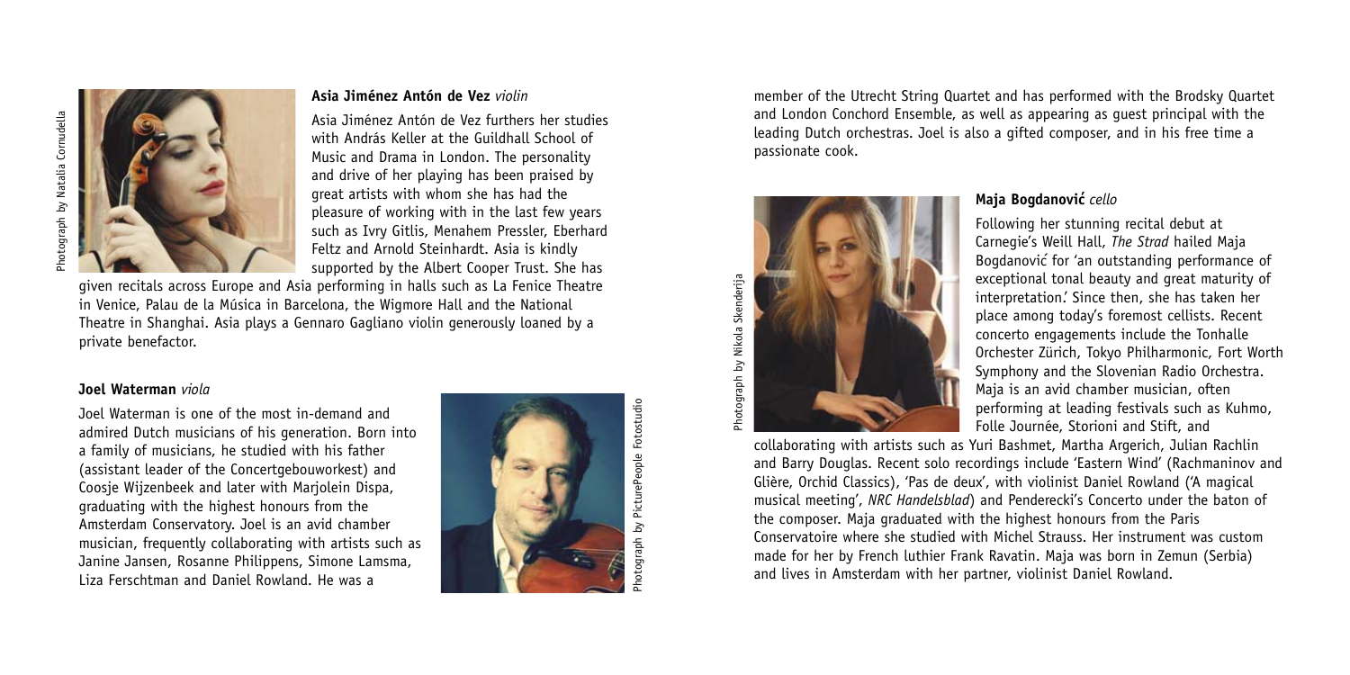Photograph by Natalia Cornudella

### **Asia Jiménez Antón de Vez** *violin*

Asia Jiménez Antón de Vez furthers her studies with András Keller at the Guildhall School of Music and Drama in London. The personality and drive of her playing has been praised by great artists with whom she has had the pleasure of working with in the last few years such as Ivry Gitlis, Menahem Pressler, Eberhard Feltz and Arnold Steinhardt. Asia is kindly supported by the Albert Cooper Trust. She has given recitals across Europe and Asia performing in halls such as La Fenice Theatre in Venice, Palau de la Música in Barcelona, the Wigmore Hall and the National Theatre in Shanghai. Asia plays a Gennaro Gagliano violin generously loaned by a private benefactor.

### **Joel Waterman** *viola*

Photograph by PicturePeople Fotostudio

Joel Waterman is one of the most in-demand and admired Dutch musicians of his generation. Born into a family of musicians, he studied with his father (assistant leader of the Concertgebouworkest) and Coosje Wijzenbeek and later with Marjolein Dispa, graduating with the highest honours from the Amsterdam Conservatory. Joel is an avid chamber musician, frequently collaborating with artists such as Janine Jansen, Rosanne Philippens, Simone Lamsma, Liza Ferschtman and Daniel Rowland. He was a member of the Utrecht String Quartet and has performed with the Brodsky Quartet and London Conchord Ensemble, as well as appearing as guest principal with the leading Dutch orchestras. Joel is also a gifted composer, and in his free time a passionate cook.

Photograph by Nikola Skenderija

### **Maja Bogdanović** *cello*

Following her stunning recital debut at Carnegie's Weill Hall, *The Strad* hailed Maja Bogdanović for 'an outstanding performance of exceptional tonal beauty and great maturity of interpretation.' Since then, she has taken her place among today's foremost cellists. Recent concerto engagements include the Tonhalle Orchester Zürich, Tokyo Philharmonic, Fort Worth Symphony and the Slovenian Radio Orchestra. Maja is an avid chamber musician, often performing at leading festivals such as Kuhmo, Folle Journée, Storioni and Stift, and collaborating with artists such as Yuri Bashmet, Martha Argerich, Julian Rachlin and Barry Douglas. Recent solo recordings include 'Eastern Wind' (Rachmaninov and Glière, Orchid Classics), 'Pas de deux', with violinist Daniel Rowland ('A magical musical meeting', *NRC Handelsblad*) and Penderecki's Concerto under the baton of the composer. Maja graduated with the highest honours from the Paris Conservatoire where she studied with Michel Strauss. Her instrument was custom made for her by French luthier Frank Ravatin. Maja was born in Zemun (Serbia) and lives in Amsterdam with her partner, violinist Daniel Rowland.